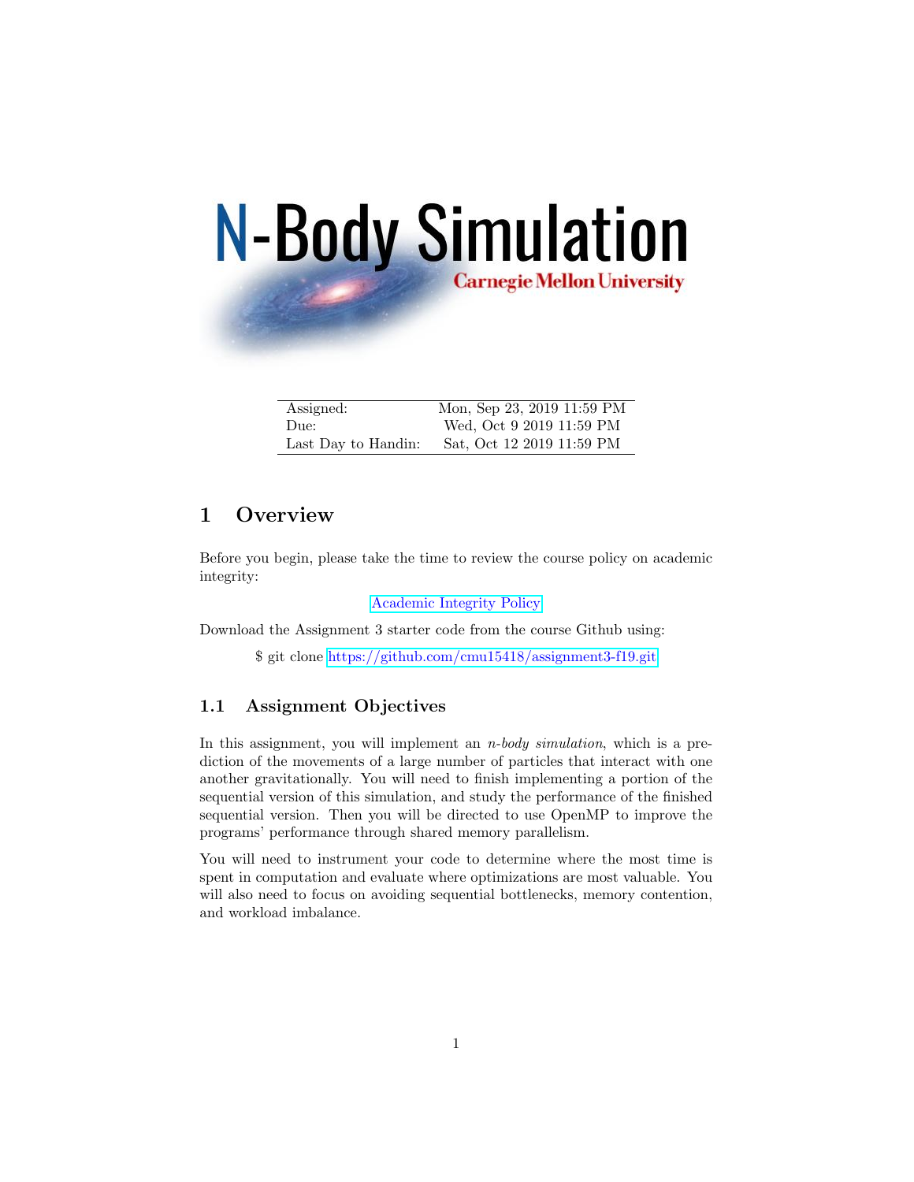# N-Body Simulation

Carnegie Mellon University

| | |
|---|---|
| Assigned: | Mon, Sep 23, 2019 11:59 PM |
| Due: | Wed, Oct 9 2019 11:59 PM |
| Last Day to Handin: | Sat, Oct 12 2019 11:59 PM |

## 1 Overview

Before you begin, please take the time to review the course policy on academic integrity:

Academic Integrity Policy

Download the Assignment 3 starter code from the course Github using:

```
$ git clone https://github.com/cmu15418/assignment3-f19.git
```

### 1.1 Assignment Objectives

In this assignment, you will implement an *n-body simulation*, which is a prediction of the movements of a large number of particles that interact with one another gravitationally. You will need to finish implementing a portion of the sequential version of this simulation, and study the performance of the finished sequential version. Then you will be directed to use OpenMP to improve the programs' performance through shared memory parallelism.

You will need to instrument your code to determine where the most time is spent in computation and evaluate where optimizations are most valuable. You will also need to focus on avoiding sequential bottlenecks, memory contention, and workload imbalance.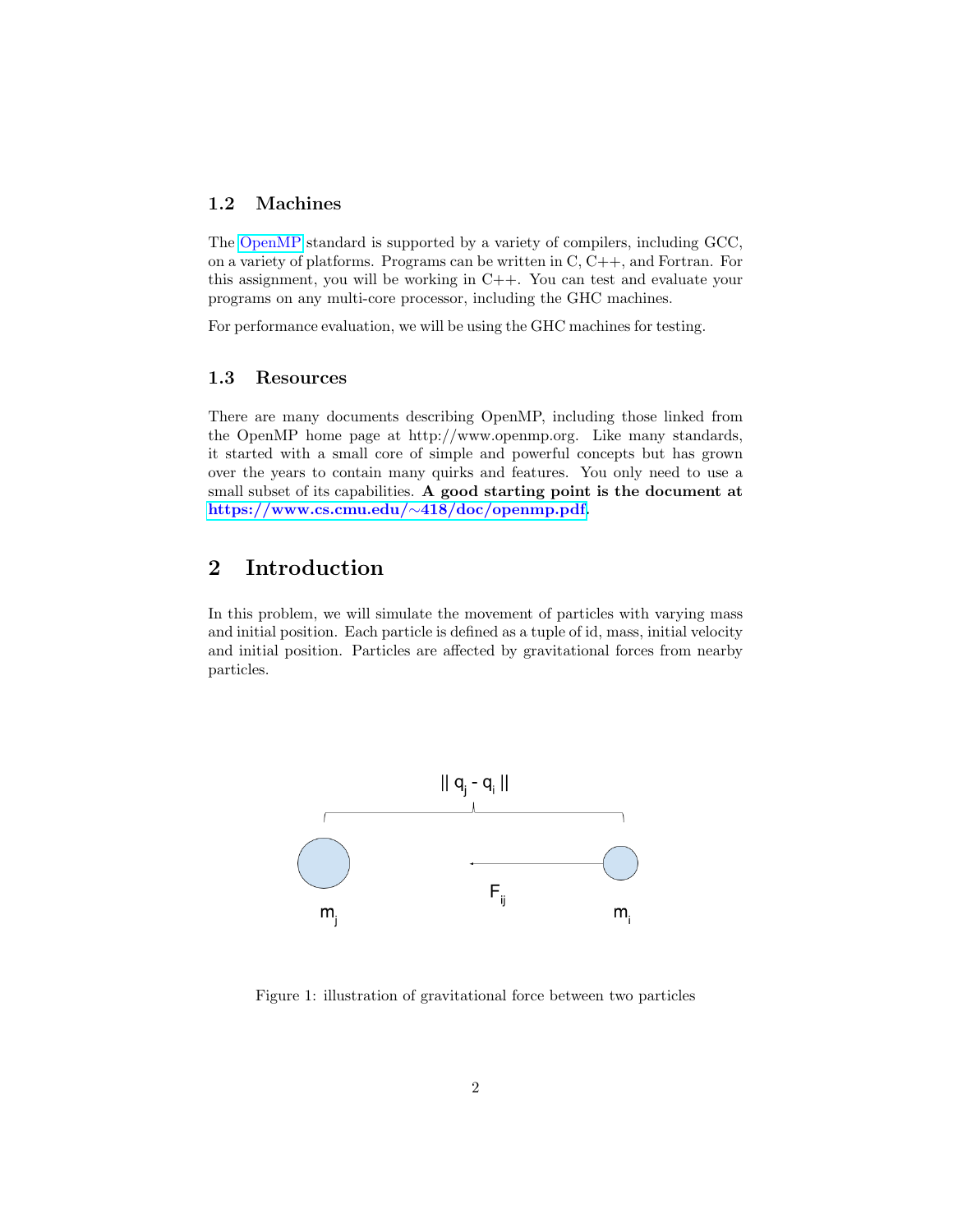### 1.2 Machines

The OpenMP standard is supported by a variety of compilers, including GCC, on a variety of platforms. Programs can be written in C, C++, and Fortran. For this assignment, you will be working in C++. You can test and evaluate your programs on any multi-core processor, including the GHC machines.

For performance evaluation, we will be using the GHC machines for testing.

### 1.3 Resources

There are many documents describing OpenMP, including those linked from the OpenMP home page at http://www.openmp.org. Like many standards, it started with a small core of simple and powerful concepts but has grown over the years to contain many quirks and features. You only need to use a small subset of its capabilities. **A good starting point is the document at https://www.cs.cmu.edu/~418/doc/openmp.pdf.**

## 2 Introduction

In this problem, we will simulate the movement of particles with varying mass and initial position. Each particle is defined as a tuple of id, mass, initial velocity and initial position. Particles are affected by gravitational forces from nearby particles.

Figure 1: illustration of gravitational force between two particles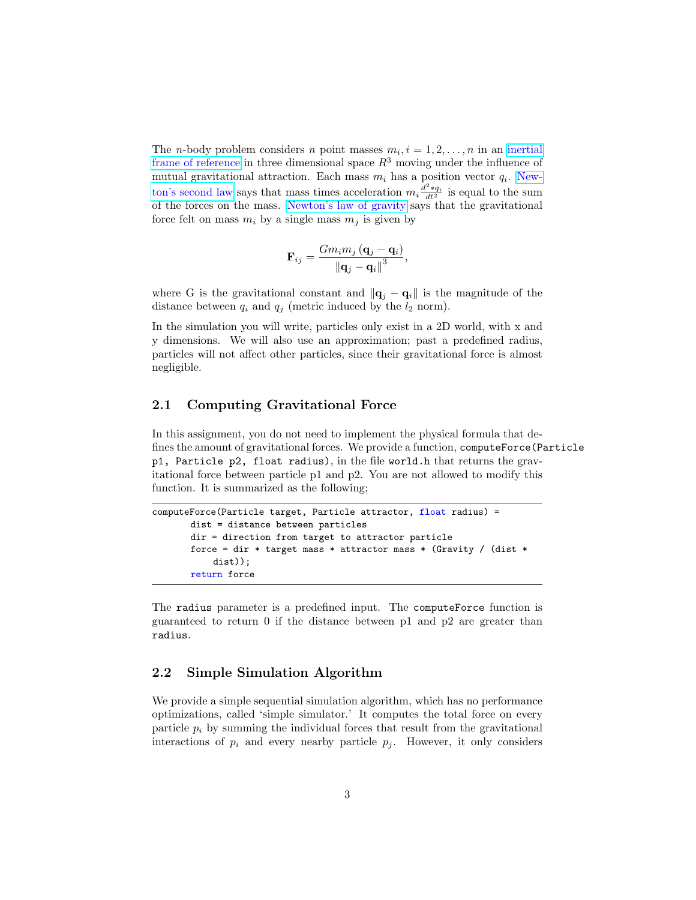The $n$-body problem considers $n$ point masses $m_i, i = 1, 2, \ldots, n$ in an inertial frame of reference in three dimensional space $R^3$ moving under the influence of mutual gravitational attraction. Each mass $m_i$ has a position vector $q_i$. Newton's second law says that mass times acceleration $m_i \frac{d^2 * q_i}{dt^2}$ is equal to the sum of the forces on the mass. Newton's law of gravity says that the gravitational force felt on mass $m_i$ by a single mass $m_j$ is given by

$$\mathbf{F}_{ij} = \frac{G m_i m_j \left(\mathbf{q}_j - \mathbf{q}_i\right)}{\left\|\mathbf{q}_j - \mathbf{q}_i\right\|^3},$$

where G is the gravitational constant and $\|\mathbf{q}_j - \mathbf{q}_i\|$ is the magnitude of the distance between $q_i$ and $q_j$ (metric induced by the $l_2$ norm).

In the simulation you will write, particles only exist in a 2D world, with x and y dimensions. We will also use an approximation; past a predefined radius, particles will not affect other particles, since their gravitational force is almost negligible.

## 2.1 Computing Gravitational Force

In this assignment, you do not need to implement the physical formula that defines the amount of gravitational forces. We provide a function, `computeForce(Particle p1, Particle p2, float radius)`, in the file `world.h` that returns the gravitational force between particle p1 and p2. You are not allowed to modify this function. It is summarized as the following;

```
computeForce(Particle target, Particle attractor, float radius) =
       dist = distance between particles
       dir = direction from target to attractor particle
       force = dir * target mass * attractor mass * (Gravity / (dist *
           dist));
       return force
```

The `radius` parameter is a predefined input. The `computeForce` function is guaranteed to return 0 if the distance between p1 and p2 are greater than `radius`.

## 2.2 Simple Simulation Algorithm

We provide a simple sequential simulation algorithm, which has no performance optimizations, called 'simple simulator.' It computes the total force on every particle $p_i$ by summing the individual forces that result from the gravitational interactions of $p_i$ and every nearby particle $p_j$. However, it only considers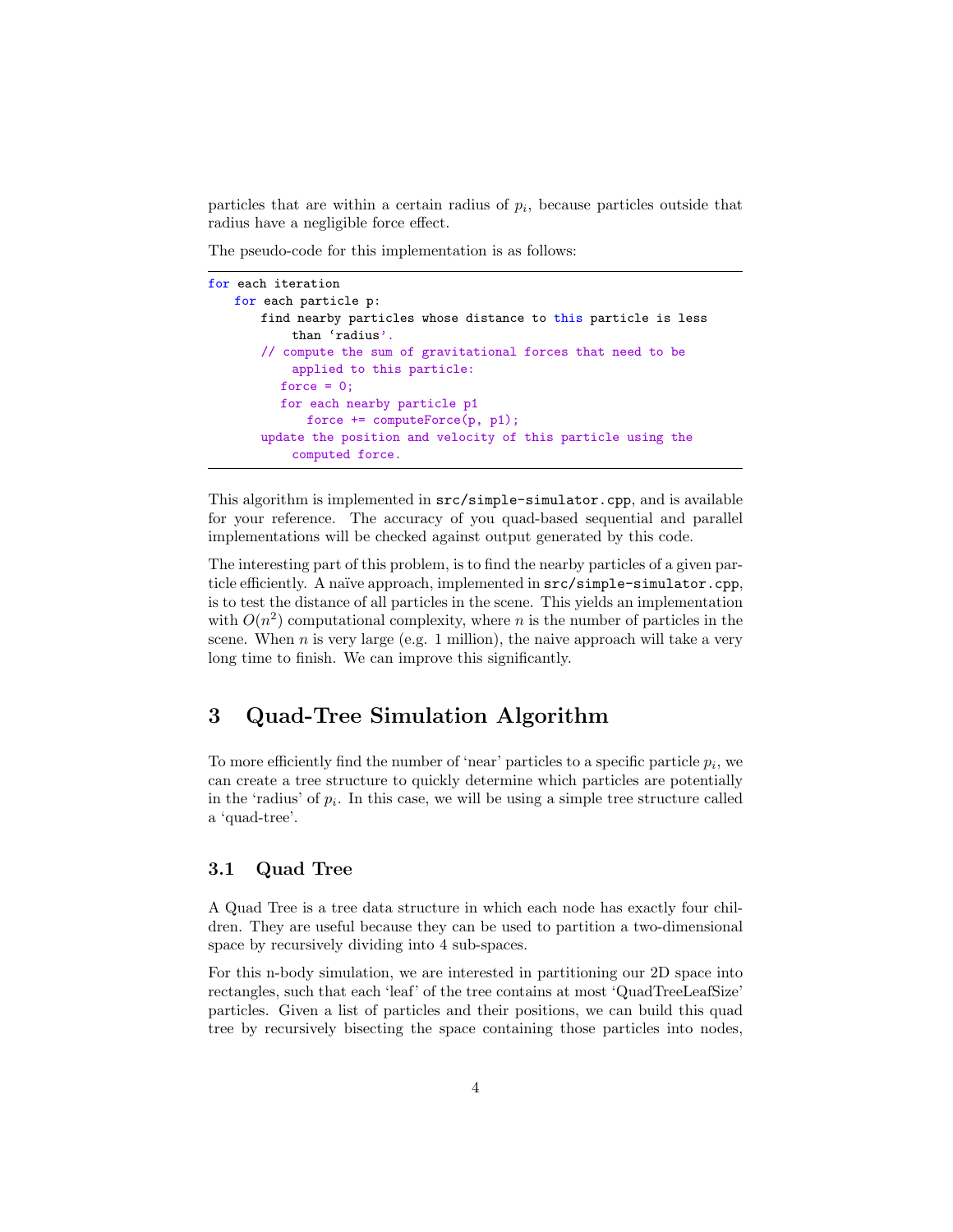particles that are within a certain radius of $p_i$, because particles outside that radius have a negligible force effect.

The pseudo-code for this implementation is as follows:

```
for each iteration
   for each particle p:
      find nearby particles whose distance to this particle is less
          than ‘radius’.
      // compute the sum of gravitational forces that need to be
          applied to this particle:
        force = 0;
        for each nearby particle p1
           force += computeForce(p, p1);
      update the position and velocity of this particle using the
          computed force.
```

This algorithm is implemented in `src/simple-simulator.cpp`, and is available for your reference. The accuracy of you quad-based sequential and parallel implementations will be checked against output generated by this code.

The interesting part of this problem, is to find the nearby particles of a given particle efficiently. A naïve approach, implemented in `src/simple-simulator.cpp`, is to test the distance of all particles in the scene. This yields an implementation with $O(n^2)$ computational complexity, where $n$ is the number of particles in the scene. When $n$ is very large (e.g. 1 million), the naive approach will take a very long time to finish. We can improve this significantly.

## 3 Quad-Tree Simulation Algorithm

To more efficiently find the number of ‘near’ particles to a specific particle $p_i$, we can create a tree structure to quickly determine which particles are potentially in the ‘radius’ of $p_i$. In this case, we will be using a simple tree structure called a ‘quad-tree’.

### 3.1 Quad Tree

A Quad Tree is a tree data structure in which each node has exactly four children. They are useful because they can be used to partition a two-dimensional space by recursively dividing into 4 sub-spaces.

For this n-body simulation, we are interested in partitioning our 2D space into rectangles, such that each ‘leaf’ of the tree contains at most ‘QuadTreeLeafSize’ particles. Given a list of particles and their positions, we can build this quad tree by recursively bisecting the space containing those particles into nodes,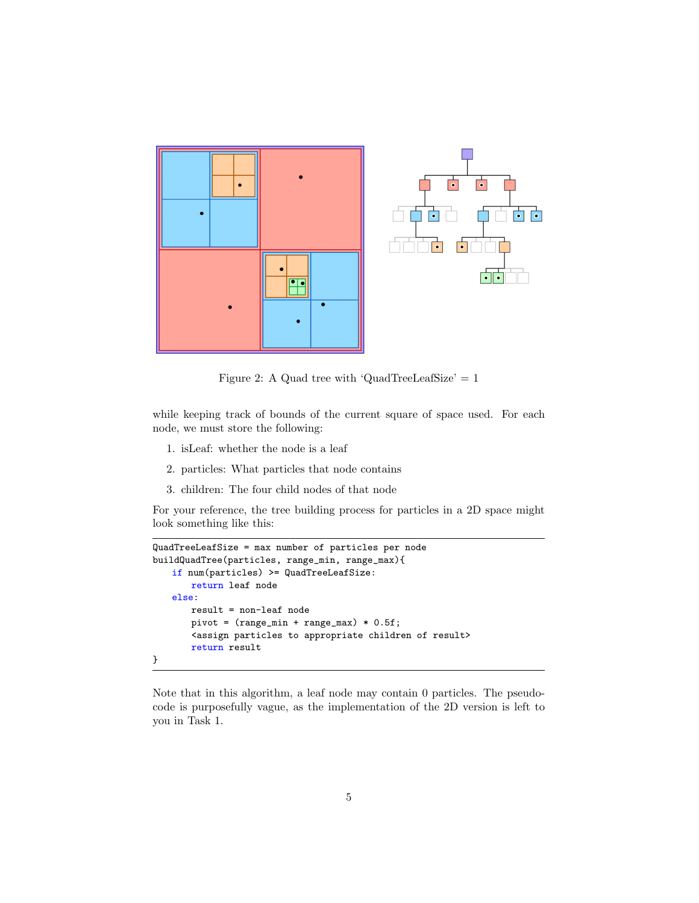Figure 2: A Quad tree with 'QuadTreeLeafSize' = 1

while keeping track of bounds of the current square of space used. For each node, we must store the following:

1. isLeaf: whether the node is a leaf
2. particles: What particles that node contains
3. children: The four child nodes of that node

For your reference, the tree building process for particles in a 2D space might look something like this:

```
QuadTreeLeafSize = max number of particles per node
buildQuadTree(particles, range_min, range_max){
    if num(particles) >= QuadTreeLeafSize:
        return leaf node
    else:
        result = non-leaf node
        pivot = (range_min + range_max) * 0.5f;
        <assign particles to appropriate children of result>
        return result
}
```

Note that in this algorithm, a leaf node may contain 0 particles. The pseudocode is purposefully vague, as the implementation of the 2D version is left to you in Task 1.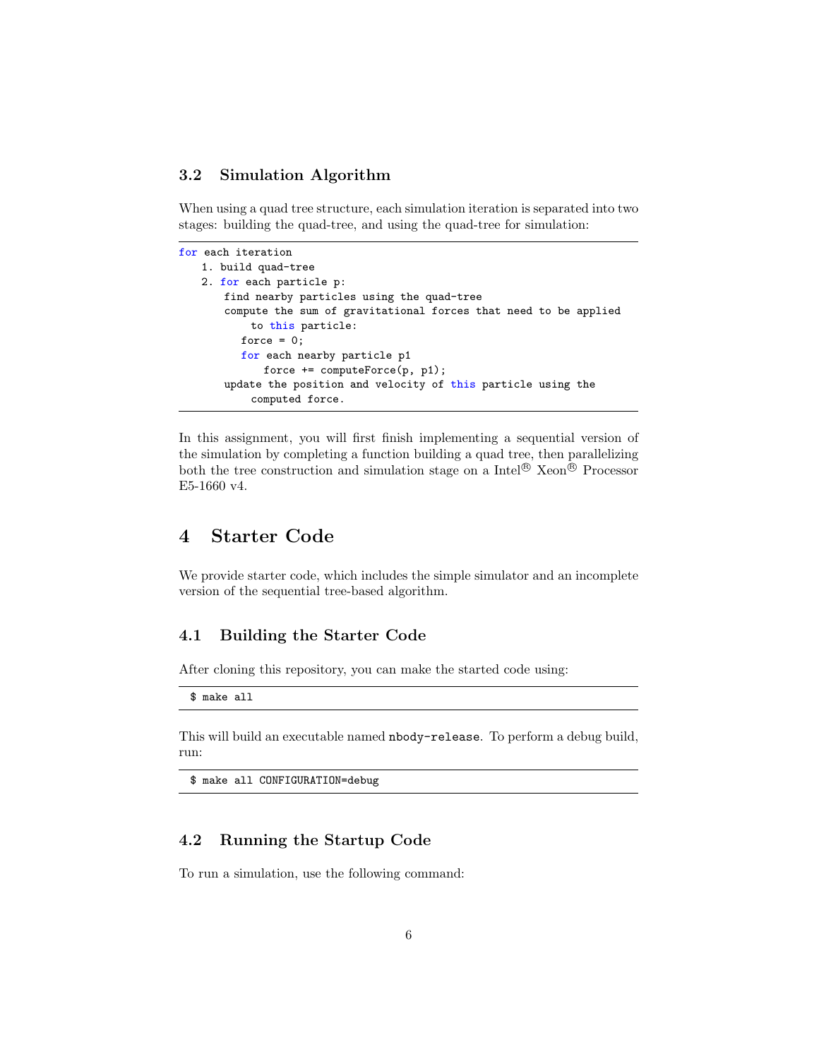### 3.2 Simulation Algorithm

When using a quad tree structure, each simulation iteration is separated into two stages: building the quad-tree, and using the quad-tree for simulation:

```
for each iteration
    1. build quad-tree
    2. for each particle p:
        find nearby particles using the quad-tree
        compute the sum of gravitational forces that need to be applied
             to this particle:
           force = 0;
           for each nearby particle p1
               force += computeForce(p, p1);
        update the position and velocity of this particle using the
             computed force.
```

In this assignment, you will first finish implementing a sequential version of the simulation by completing a function building a quad tree, then parallelizing both the tree construction and simulation stage on a Intel® Xeon® Processor E5-1660 v4.

# 4 Starter Code

We provide starter code, which includes the simple simulator and an incomplete version of the sequential tree-based algorithm.

## 4.1 Building the Starter Code

After cloning this repository, you can make the started code using:

```
$ make all
```

This will build an executable named `nbody-release`. To perform a debug build, run:

```
$ make all CONFIGURATION=debug
```

## 4.2 Running the Startup Code

To run a simulation, use the following command: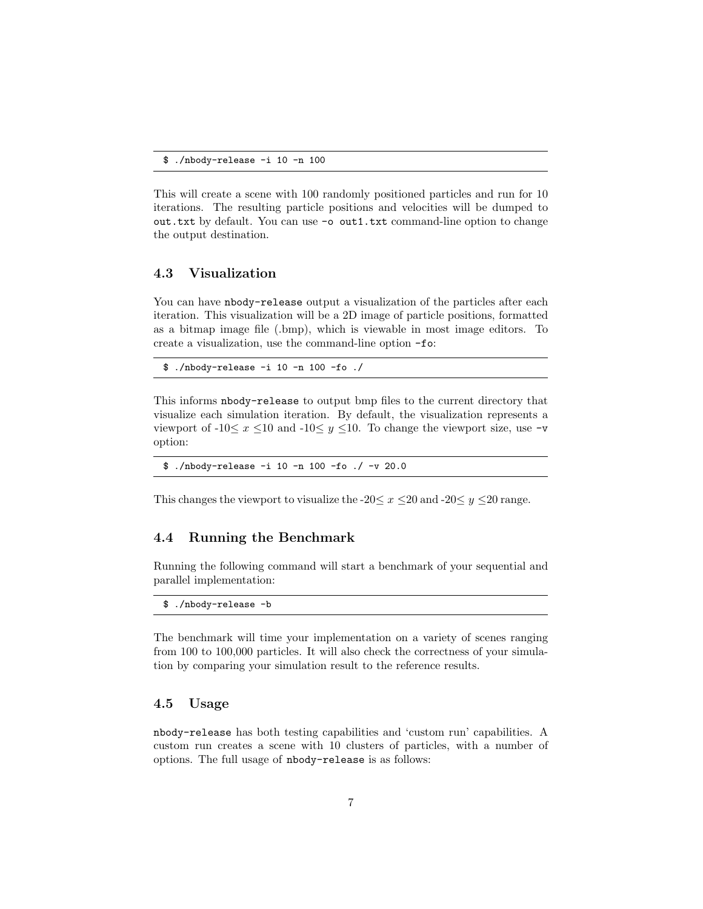```
$ ./nbody-release -i 10 -n 100
```

This will create a scene with 100 randomly positioned particles and run for 10 iterations. The resulting particle positions and velocities will be dumped to `out.txt` by default. You can use `-o out1.txt` command-line option to change the output destination.

### 4.3 Visualization

You can have `nbody-release` output a visualization of the particles after each iteration. This visualization will be a 2D image of particle positions, formatted as a bitmap image file (.bmp), which is viewable in most image editors. To create a visualization, use the command-line option `-fo`:

```
$ ./nbody-release -i 10 -n 100 -fo ./
```

This informs `nbody-release` to output bmp files to the current directory that visualize each simulation iteration. By default, the visualization represents a viewport of $-10 \leq x \leq 10$ and $-10 \leq y \leq 10$. To change the viewport size, use `-v` option:

```
$ ./nbody-release -i 10 -n 100 -fo ./ -v 20.0
```

This changes the viewport to visualize the $-20 \leq x \leq 20$ and $-20 \leq y \leq 20$ range.

### 4.4 Running the Benchmark

Running the following command will start a benchmark of your sequential and parallel implementation:

```
$ ./nbody-release -b
```

The benchmark will time your implementation on a variety of scenes ranging from 100 to 100,000 particles. It will also check the correctness of your simulation by comparing your simulation result to the reference results.

### 4.5 Usage

`nbody-release` has both testing capabilities and 'custom run' capabilities. A custom run creates a scene with 10 clusters of particles, with a number of options. The full usage of `nbody-release` is as follows: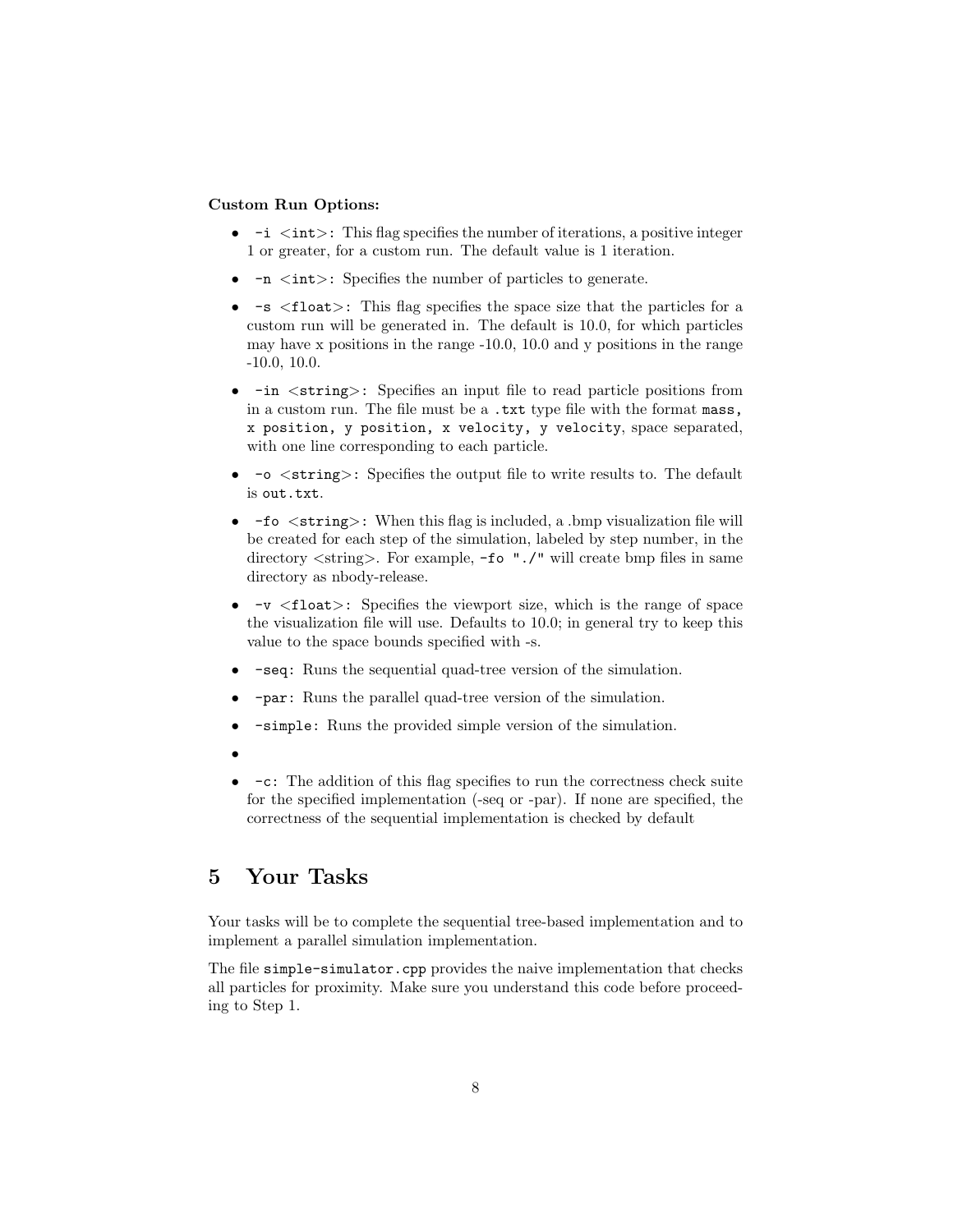**Custom Run Options:**

- `-i <int>`: This flag specifies the number of iterations, a positive integer 1 or greater, for a custom run. The default value is 1 iteration.
- `-n <int>`: Specifies the number of particles to generate.
- `-s <float>`: This flag specifies the space size that the particles for a custom run will be generated in. The default is 10.0, for which particles may have x positions in the range -10.0, 10.0 and y positions in the range -10.0, 10.0.
- `-in <string>`: Specifies an input file to read particle positions from in a custom run. The file must be a `.txt` type file with the format `mass, x position, y position, x velocity, y velocity`, space separated, with one line corresponding to each particle.
- `-o <string>`: Specifies the output file to write results to. The default is `out.txt`.
- `-fo <string>`: When this flag is included, a .bmp visualization file will be created for each step of the simulation, labeled by step number, in the directory <string>. For example, `-fo "./"` will create bmp files in same directory as nbody-release.
- `-v <float>`: Specifies the viewport size, which is the range of space the visualization file will use. Defaults to 10.0; in general try to keep this value to the space bounds specified with -s.
- `-seq`: Runs the sequential quad-tree version of the simulation.
- `-par`: Runs the parallel quad-tree version of the simulation.
- `-simple`: Runs the provided simple version of the simulation.
- 
- `-c`: The addition of this flag specifies to run the correctness check suite for the specified implementation (-seq or -par). If none are specified, the correctness of the sequential implementation is checked by default

## 5 Your Tasks

Your tasks will be to complete the sequential tree-based implementation and to implement a parallel simulation implementation.

The file `simple-simulator.cpp` provides the naive implementation that checks all particles for proximity. Make sure you understand this code before proceeding to Step 1.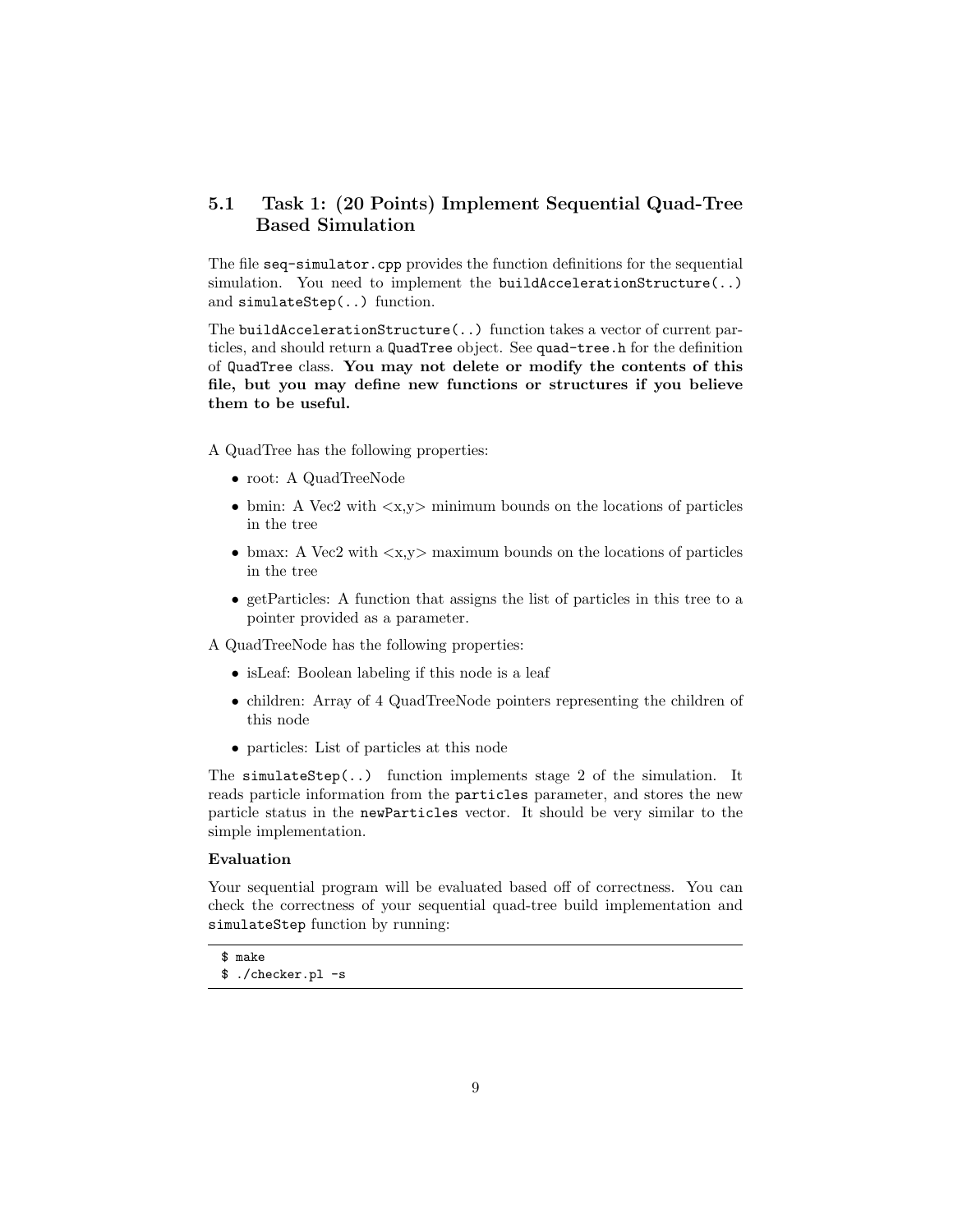### 5.1 Task 1: (20 Points) Implement Sequential Quad-Tree Based Simulation

The file `seq-simulator.cpp` provides the function definitions for the sequential simulation. You need to implement the `buildAccelerationStructure(..)` and `simulateStep(..)` function.

The `buildAccelerationStructure(..)` function takes a vector of current particles, and should return a `QuadTree` object. See `quad-tree.h` for the definition of `QuadTree` class. **You may not delete or modify the contents of this file, but you may define new functions or structures if you believe them to be useful.**

A QuadTree has the following properties:

- root: A QuadTreeNode
- bmin: A Vec2 with <x,y> minimum bounds on the locations of particles in the tree
- bmax: A Vec2 with <x,y> maximum bounds on the locations of particles in the tree
- getParticles: A function that assigns the list of particles in this tree to a pointer provided as a parameter.

A QuadTreeNode has the following properties:

- isLeaf: Boolean labeling if this node is a leaf
- children: Array of 4 QuadTreeNode pointers representing the children of this node
- particles: List of particles at this node

The `simulateStep(..)` function implements stage 2 of the simulation. It reads particle information from the `particles` parameter, and stores the new particle status in the `newParticles` vector. It should be very similar to the simple implementation.

**Evaluation**

Your sequential program will be evaluated based off of correctness. You can check the correctness of your sequential quad-tree build implementation and `simulateStep` function by running:

```
$ make
$ ./checker.pl -s
```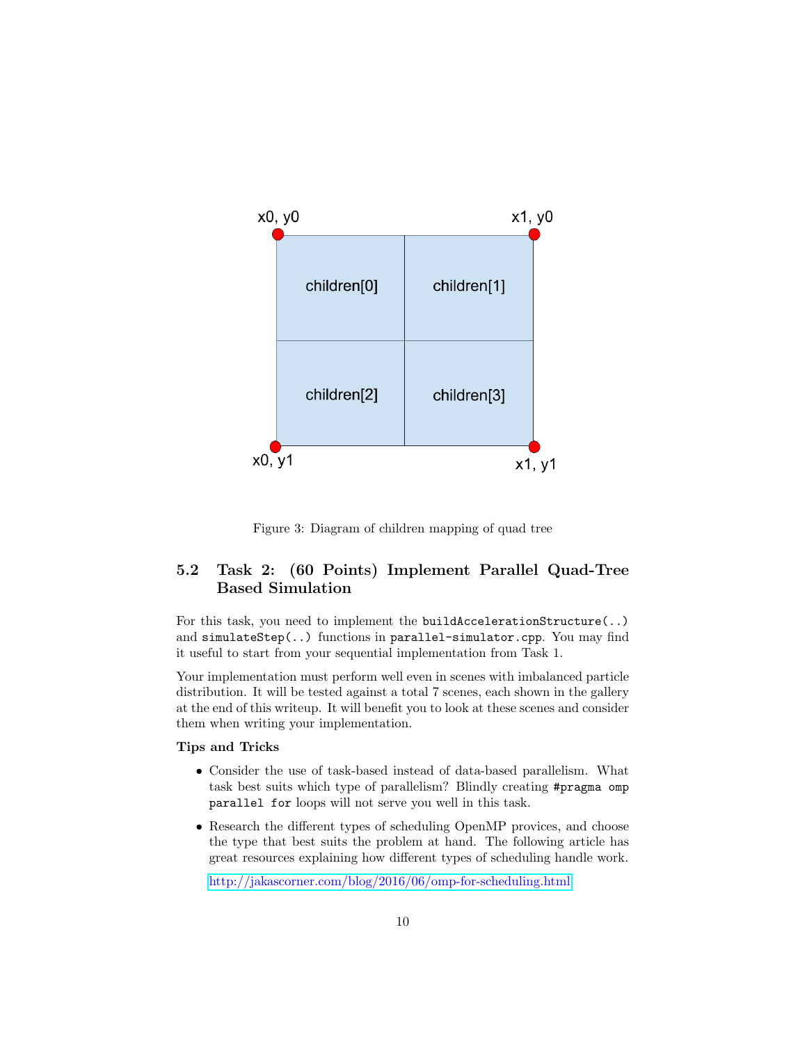Figure 3: Diagram of children mapping of quad tree

### 5.2 Task 2: (60 Points) Implement Parallel Quad-Tree Based Simulation

For this task, you need to implement the `buildAccelerationStructure(..)` and `simulateStep(..)` functions in `parallel-simulator.cpp`. You may find it useful to start from your sequential implementation from Task 1.

Your implementation must perform well even in scenes with imbalanced particle distribution. It will be tested against a total 7 scenes, each shown in the gallery at the end of this writeup. It will benefit you to look at these scenes and consider them when writing your implementation.

**Tips and Tricks**

- Consider the use of task-based instead of data-based parallelism. What task best suits which type of parallelism? Blindly creating `#pragma omp parallel for` loops will not serve you well in this task.
- Research the different types of scheduling OpenMP provices, and choose the type that best suits the problem at hand. The following article has great resources explaining how different types of scheduling handle work.

  http://jakascorner.com/blog/2016/06/omp-for-scheduling.html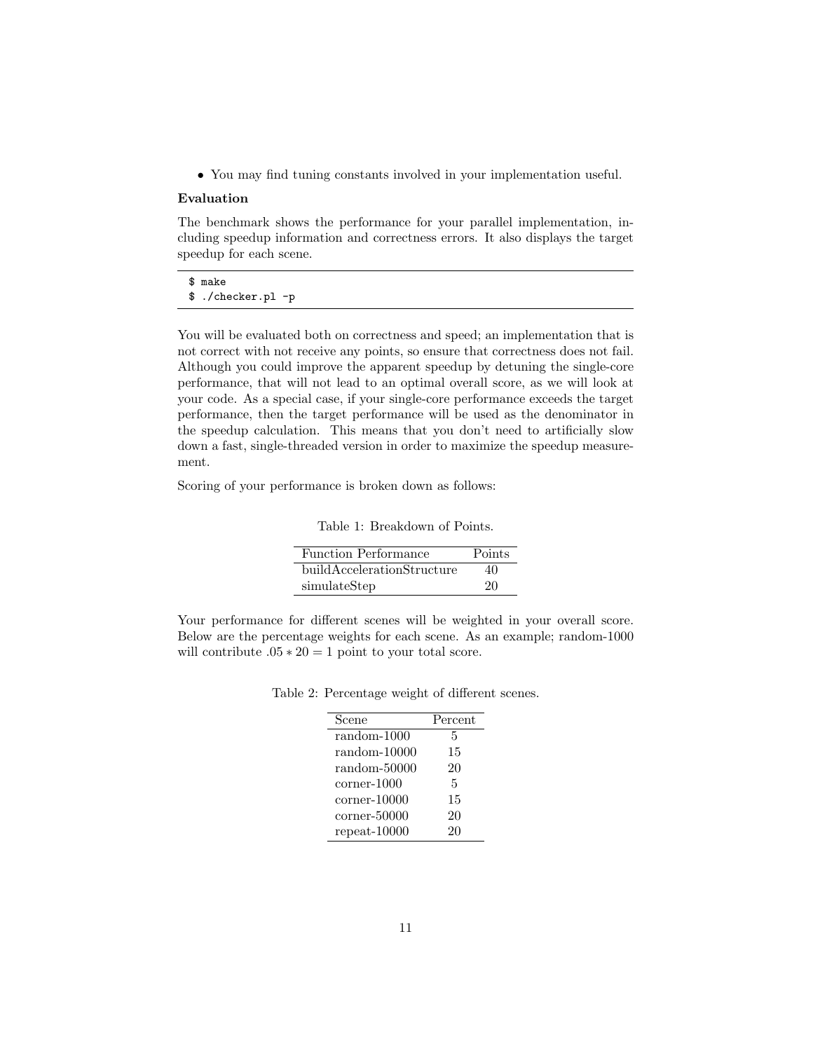- You may find tuning constants involved in your implementation useful.

**Evaluation**

The benchmark shows the performance for your parallel implementation, including speedup information and correctness errors. It also displays the target speedup for each scene.

```
$ make
$ ./checker.pl -p
```

You will be evaluated both on correctness and speed; an implementation that is not correct with not receive any points, so ensure that correctness does not fail. Although you could improve the apparent speedup by detuning the single-core performance, that will not lead to an optimal overall score, as we will look at your code. As a special case, if your single-core performance exceeds the target performance, then the target performance will be used as the denominator in the speedup calculation. This means that you don't need to artificially slow down a fast, single-threaded version in order to maximize the speedup measurement.

Scoring of your performance is broken down as follows:

Table 1: Breakdown of Points.

| Function Performance | Points |
|---|---|
| buildAccelerationStructure | 40 |
| simulateStep | 20 |

Your performance for different scenes will be weighted in your overall score. Below are the percentage weights for each scene. As an example; random-1000 will contribute $.05 * 20 = 1$ point to your total score.

Table 2: Percentage weight of different scenes.

| Scene | Percent |
|---|---|
| random-1000 | 5 |
| random-10000 | 15 |
| random-50000 | 20 |
| corner-1000 | 5 |
| corner-10000 | 15 |
| corner-50000 | 20 |
| repeat-10000 | 20 |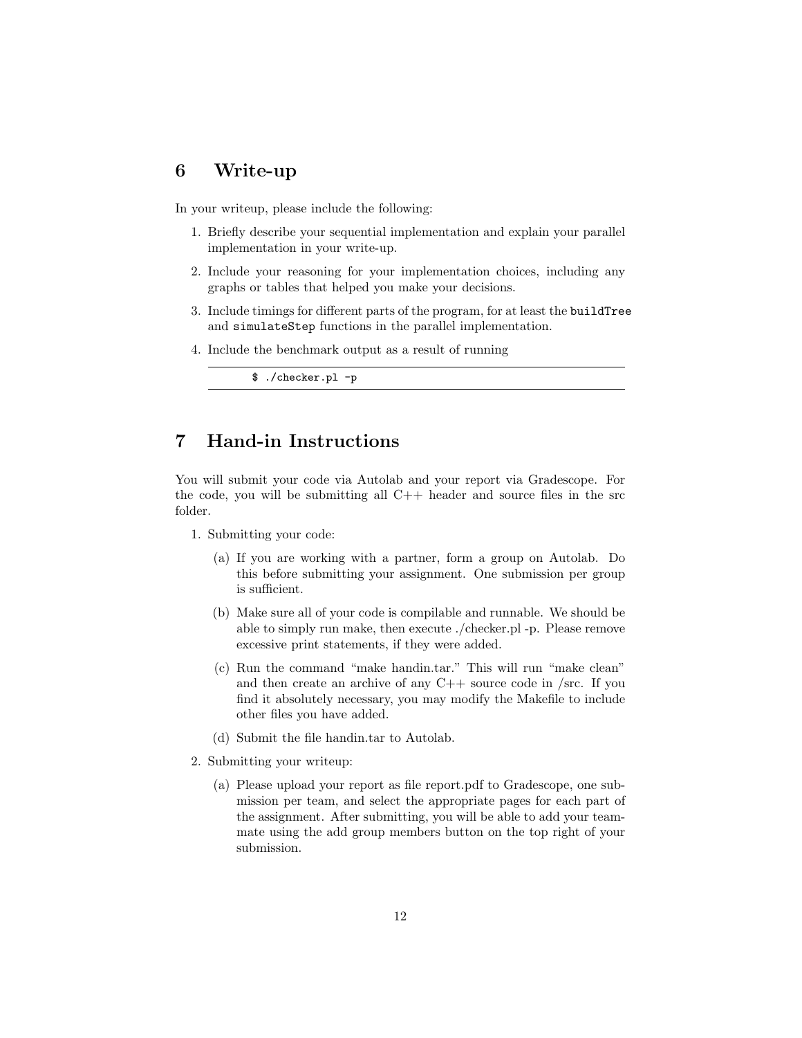## 6 Write-up

In your writeup, please include the following:

1. Briefly describe your sequential implementation and explain your parallel implementation in your write-up.
2. Include your reasoning for your implementation choices, including any graphs or tables that helped you make your decisions.
3. Include timings for different parts of the program, for at least the `buildTree` and `simulateStep` functions in the parallel implementation.
4. Include the benchmark output as a result of running

```
$ ./checker.pl -p
```

## 7 Hand-in Instructions

You will submit your code via Autolab and your report via Gradescope. For the code, you will be submitting all C++ header and source files in the src folder.

1. Submitting your code:
   (a) If you are working with a partner, form a group on Autolab. Do this before submitting your assignment. One submission per group is sufficient.
   (b) Make sure all of your code is compilable and runnable. We should be able to simply run make, then execute ./checker.pl -p. Please remove excessive print statements, if they were added.
   (c) Run the command "make handin.tar." This will run "make clean" and then create an archive of any C++ source code in /src. If you find it absolutely necessary, you may modify the Makefile to include other files you have added.
   (d) Submit the file handin.tar to Autolab.
2. Submitting your writeup:
   (a) Please upload your report as file report.pdf to Gradescope, one submission per team, and select the appropriate pages for each part of the assignment. After submitting, you will be able to add your teammate using the add group members button on the top right of your submission.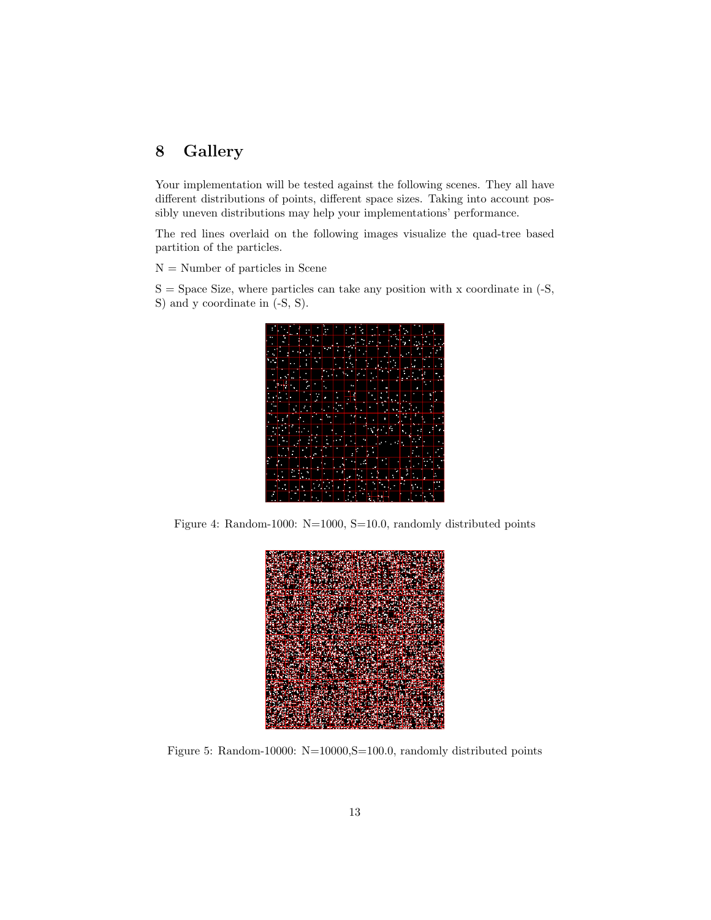# 8 Gallery

Your implementation will be tested against the following scenes. They all have different distributions of points, different space sizes. Taking into account possibly uneven distributions may help your implementations' performance.

The red lines overlaid on the following images visualize the quad-tree based partition of the particles.

N = Number of particles in Scene

S = Space Size, where particles can take any position with x coordinate in (-S, S) and y coordinate in (-S, S).

Figure 4: Random-1000: N=1000, S=10.0, randomly distributed points

Figure 5: Random-10000: N=10000,S=100.0, randomly distributed points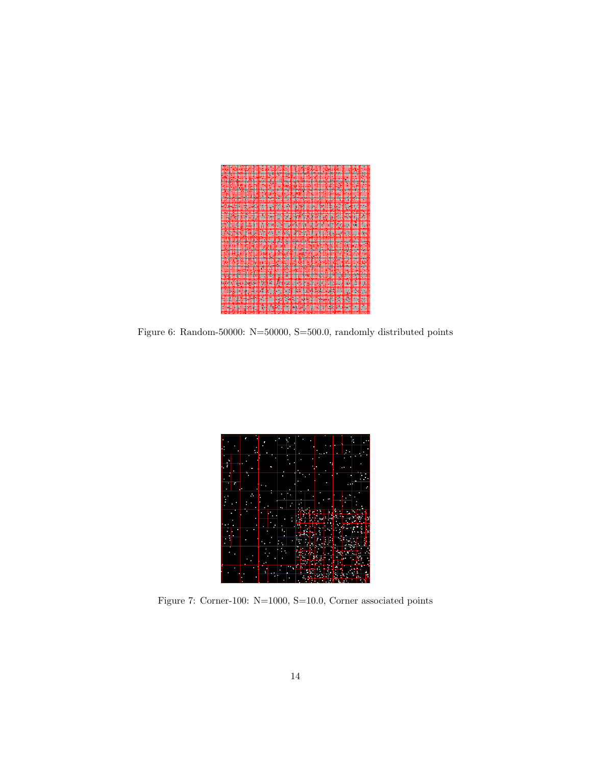Figure 6: Random-50000: N=50000, S=500.0, randomly distributed points

Figure 7: Corner-100: N=1000, S=10.0, Corner associated points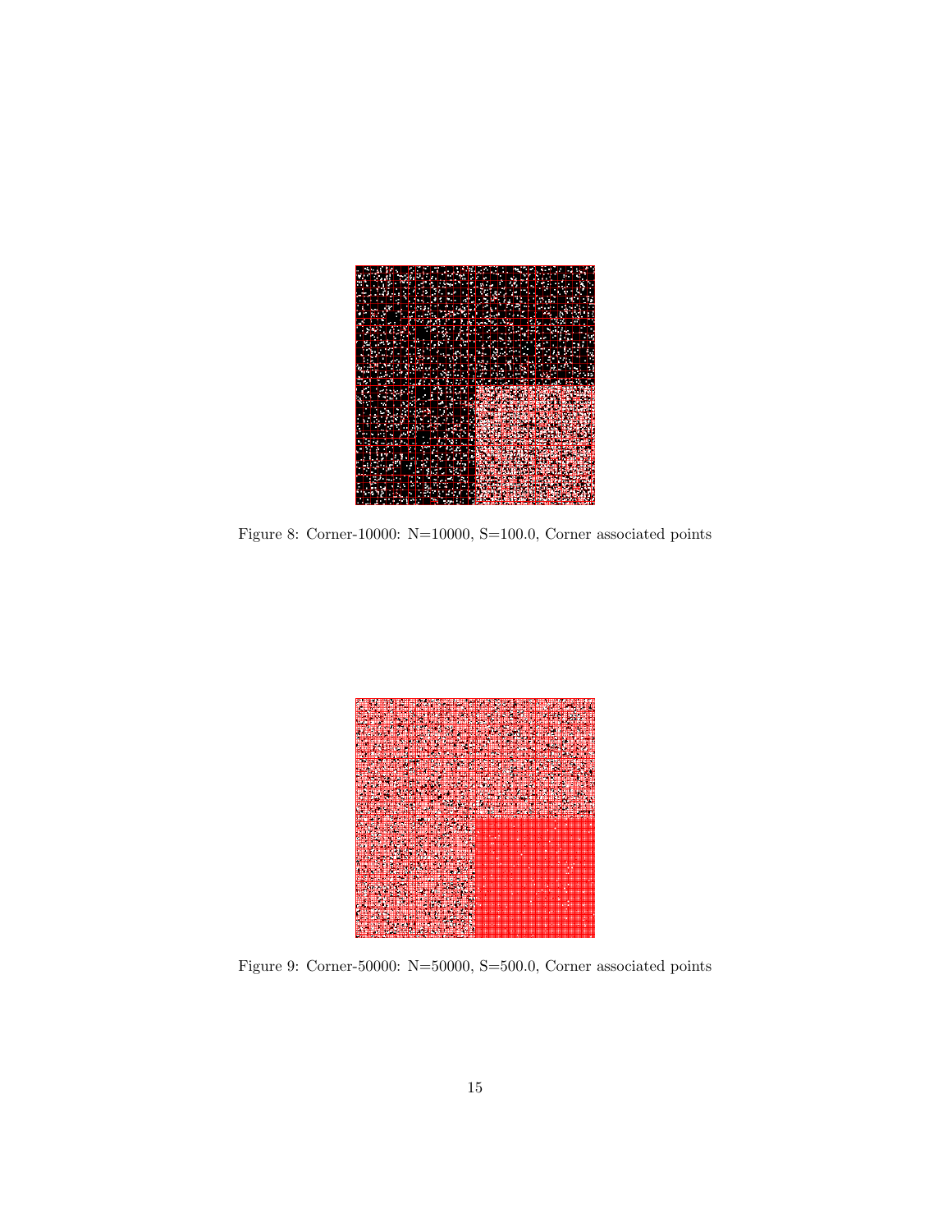Figure 8: Corner-10000: N=10000, S=100.0, Corner associated points

Figure 9: Corner-50000: N=50000, S=500.0, Corner associated points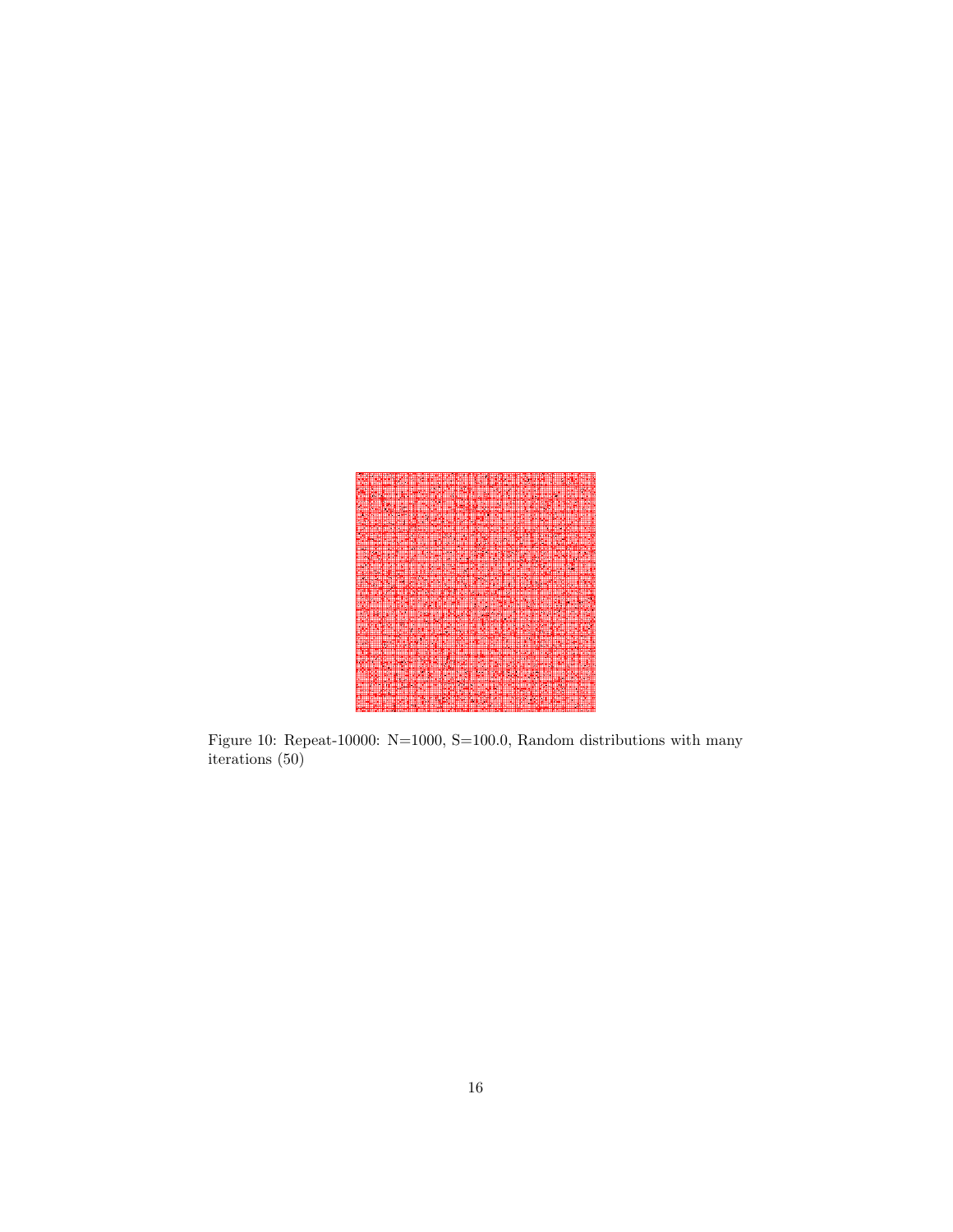Figure 10: Repeat-10000: N=1000, S=100.0, Random distributions with many iterations (50)